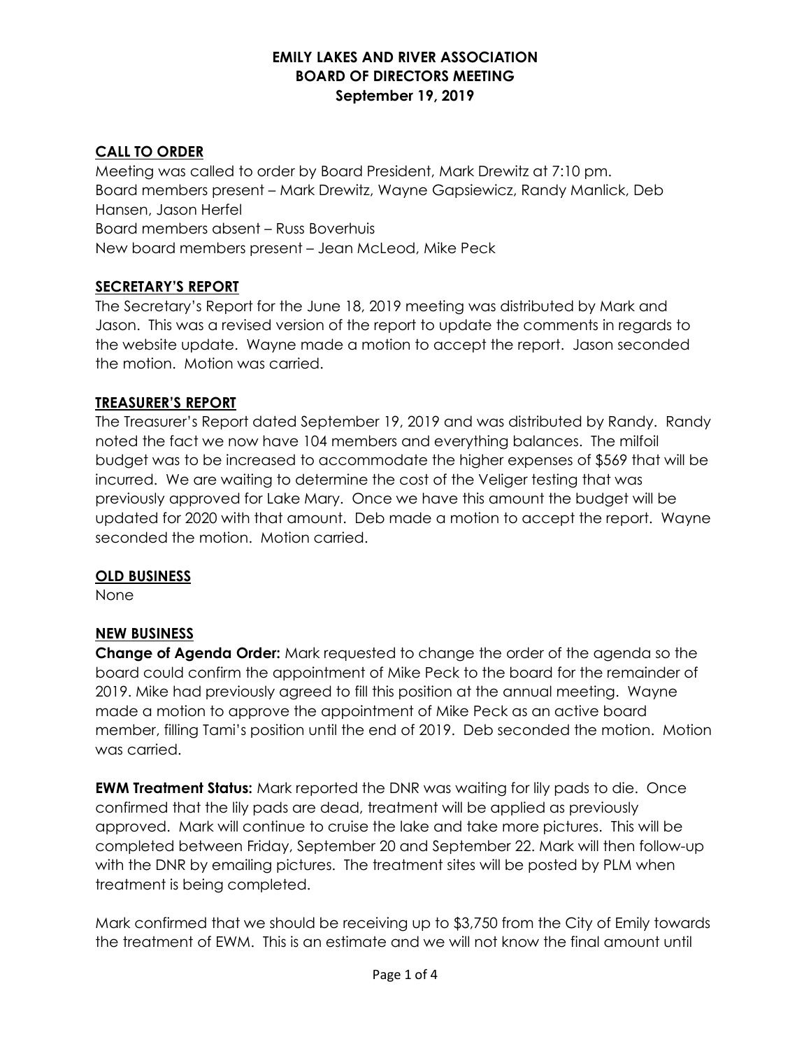**EMILY LAKES AND RIVER ASSOCIATION**
**BOARD OF DIRECTORS MEETING**
**September 19, 2019**

## CALL TO ORDER

Meeting was called to order by Board President, Mark Drewitz at 7:10 pm.
Board members present – Mark Drewitz, Wayne Gapsiewicz, Randy Manlick, Deb Hansen, Jason Herfel
Board members absent – Russ Boverhuis
New board members present – Jean McLeod, Mike Peck

## SECRETARY'S REPORT

The Secretary's Report for the June 18, 2019 meeting was distributed by Mark and Jason. This was a revised version of the report to update the comments in regards to the website update. Wayne made a motion to accept the report. Jason seconded the motion. Motion was carried.

## TREASURER'S REPORT

The Treasurer's Report dated September 19, 2019 and was distributed by Randy. Randy noted the fact we now have 104 members and everything balances. The milfoil budget was to be increased to accommodate the higher expenses of $569 that will be incurred. We are waiting to determine the cost of the Veliger testing that was previously approved for Lake Mary. Once we have this amount the budget will be updated for 2020 with that amount. Deb made a motion to accept the report. Wayne seconded the motion. Motion carried.

## OLD BUSINESS

None

## NEW BUSINESS

**Change of Agenda Order:** Mark requested to change the order of the agenda so the board could confirm the appointment of Mike Peck to the board for the remainder of 2019. Mike had previously agreed to fill this position at the annual meeting. Wayne made a motion to approve the appointment of Mike Peck as an active board member, filling Tami's position until the end of 2019. Deb seconded the motion. Motion was carried.

**EWM Treatment Status:** Mark reported the DNR was waiting for lily pads to die. Once confirmed that the lily pads are dead, treatment will be applied as previously approved. Mark will continue to cruise the lake and take more pictures. This will be completed between Friday, September 20 and September 22. Mark will then follow-up with the DNR by emailing pictures. The treatment sites will be posted by PLM when treatment is being completed.

Mark confirmed that we should be receiving up to $3,750 from the City of Emily towards the treatment of EWM. This is an estimate and we will not know the final amount until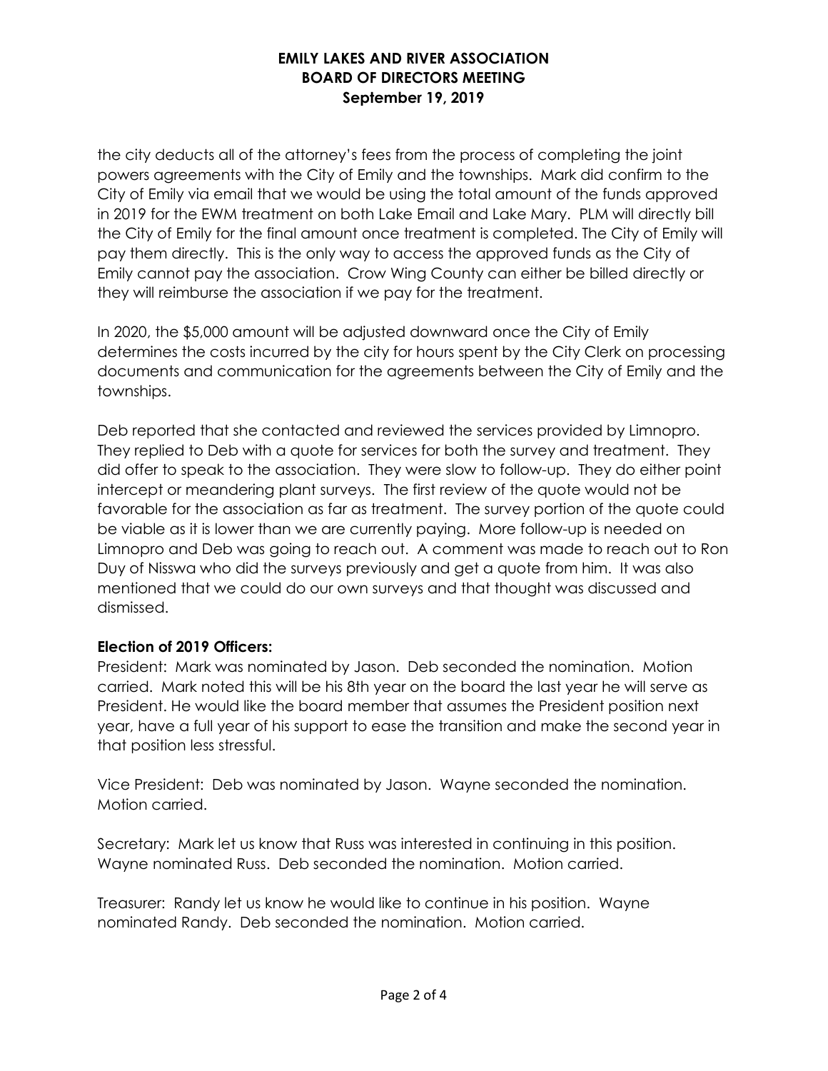the city deducts all of the attorney's fees from the process of completing the joint powers agreements with the City of Emily and the townships. Mark did confirm to the City of Emily via email that we would be using the total amount of the funds approved in 2019 for the EWM treatment on both Lake Email and Lake Mary. PLM will directly bill the City of Emily for the final amount once treatment is completed. The City of Emily will pay them directly. This is the only way to access the approved funds as the City of Emily cannot pay the association. Crow Wing County can either be billed directly or they will reimburse the association if we pay for the treatment.

In 2020, the $5,000 amount will be adjusted downward once the City of Emily determines the costs incurred by the city for hours spent by the City Clerk on processing documents and communication for the agreements between the City of Emily and the townships.

Deb reported that she contacted and reviewed the services provided by Limnopro. They replied to Deb with a quote for services for both the survey and treatment. They did offer to speak to the association. They were slow to follow-up. They do either point intercept or meandering plant surveys. The first review of the quote would not be favorable for the association as far as treatment. The survey portion of the quote could be viable as it is lower than we are currently paying. More follow-up is needed on Limnopro and Deb was going to reach out. A comment was made to reach out to Ron Duy of Nisswa who did the surveys previously and get a quote from him. It was also mentioned that we could do our own surveys and that thought was discussed and dismissed.

**Election of 2019 Officers:**

President: Mark was nominated by Jason. Deb seconded the nomination. Motion carried. Mark noted this will be his 8th year on the board the last year he will serve as President. He would like the board member that assumes the President position next year, have a full year of his support to ease the transition and make the second year in that position less stressful.

Vice President: Deb was nominated by Jason. Wayne seconded the nomination. Motion carried.

Secretary: Mark let us know that Russ was interested in continuing in this position. Wayne nominated Russ. Deb seconded the nomination. Motion carried.

Treasurer: Randy let us know he would like to continue in his position. Wayne nominated Randy. Deb seconded the nomination. Motion carried.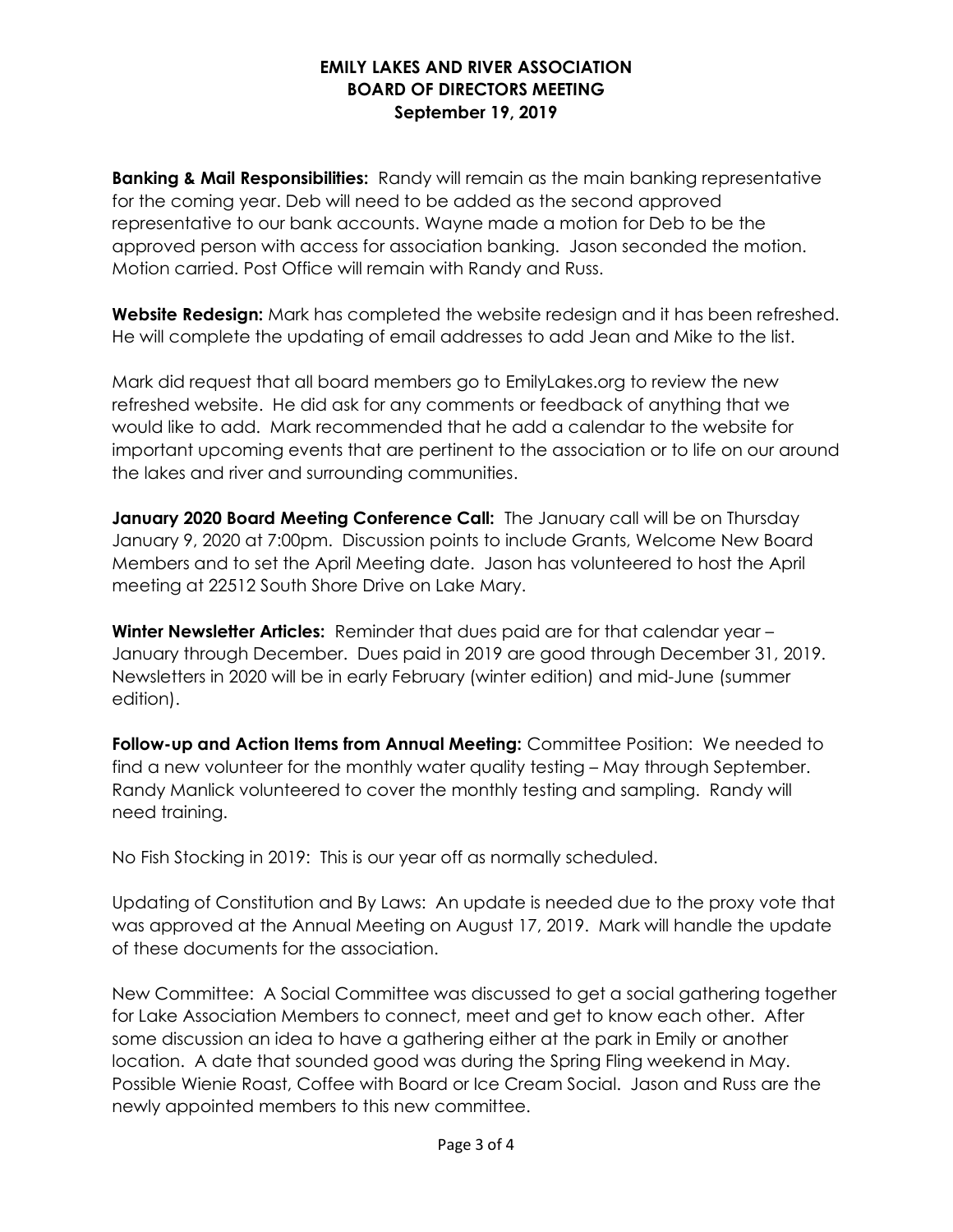**EMILY LAKES AND RIVER ASSOCIATION**
**BOARD OF DIRECTORS MEETING**
**September 19, 2019**

**Banking & Mail Responsibilities:** Randy will remain as the main banking representative for the coming year. Deb will need to be added as the second approved representative to our bank accounts. Wayne made a motion for Deb to be the approved person with access for association banking. Jason seconded the motion. Motion carried. Post Office will remain with Randy and Russ.

**Website Redesign:** Mark has completed the website redesign and it has been refreshed. He will complete the updating of email addresses to add Jean and Mike to the list.

Mark did request that all board members go to EmilyLakes.org to review the new refreshed website. He did ask for any comments or feedback of anything that we would like to add. Mark recommended that he add a calendar to the website for important upcoming events that are pertinent to the association or to life on our around the lakes and river and surrounding communities.

**January 2020 Board Meeting Conference Call:** The January call will be on Thursday January 9, 2020 at 7:00pm. Discussion points to include Grants, Welcome New Board Members and to set the April Meeting date. Jason has volunteered to host the April meeting at 22512 South Shore Drive on Lake Mary.

**Winter Newsletter Articles:** Reminder that dues paid are for that calendar year – January through December. Dues paid in 2019 are good through December 31, 2019. Newsletters in 2020 will be in early February (winter edition) and mid-June (summer edition).

**Follow-up and Action Items from Annual Meeting:** Committee Position: We needed to find a new volunteer for the monthly water quality testing – May through September. Randy Manlick volunteered to cover the monthly testing and sampling. Randy will need training.

No Fish Stocking in 2019: This is our year off as normally scheduled.

Updating of Constitution and By Laws: An update is needed due to the proxy vote that was approved at the Annual Meeting on August 17, 2019. Mark will handle the update of these documents for the association.

New Committee: A Social Committee was discussed to get a social gathering together for Lake Association Members to connect, meet and get to know each other. After some discussion an idea to have a gathering either at the park in Emily or another location. A date that sounded good was during the Spring Fling weekend in May. Possible Wienie Roast, Coffee with Board or Ice Cream Social. Jason and Russ are the newly appointed members to this new committee.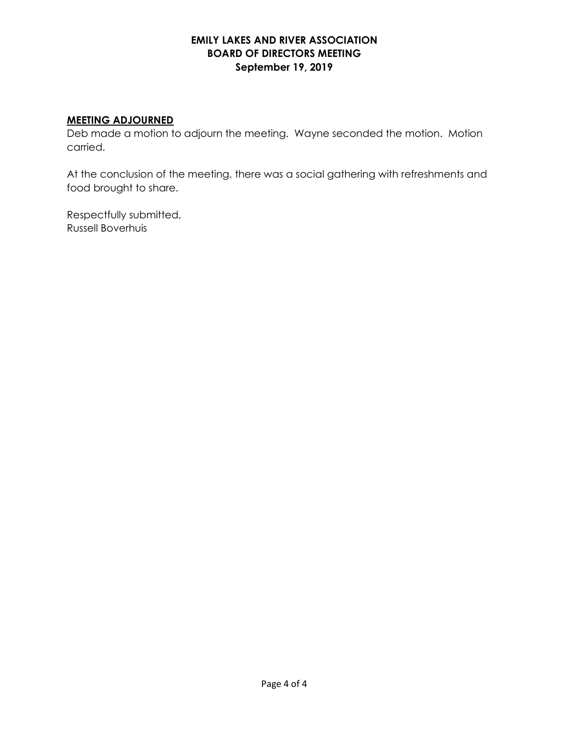**MEETING ADJOURNED**

Deb made a motion to adjourn the meeting. Wayne seconded the motion. Motion carried.

At the conclusion of the meeting, there was a social gathering with refreshments and food brought to share.

Respectfully submitted,
Russell Boverhuis